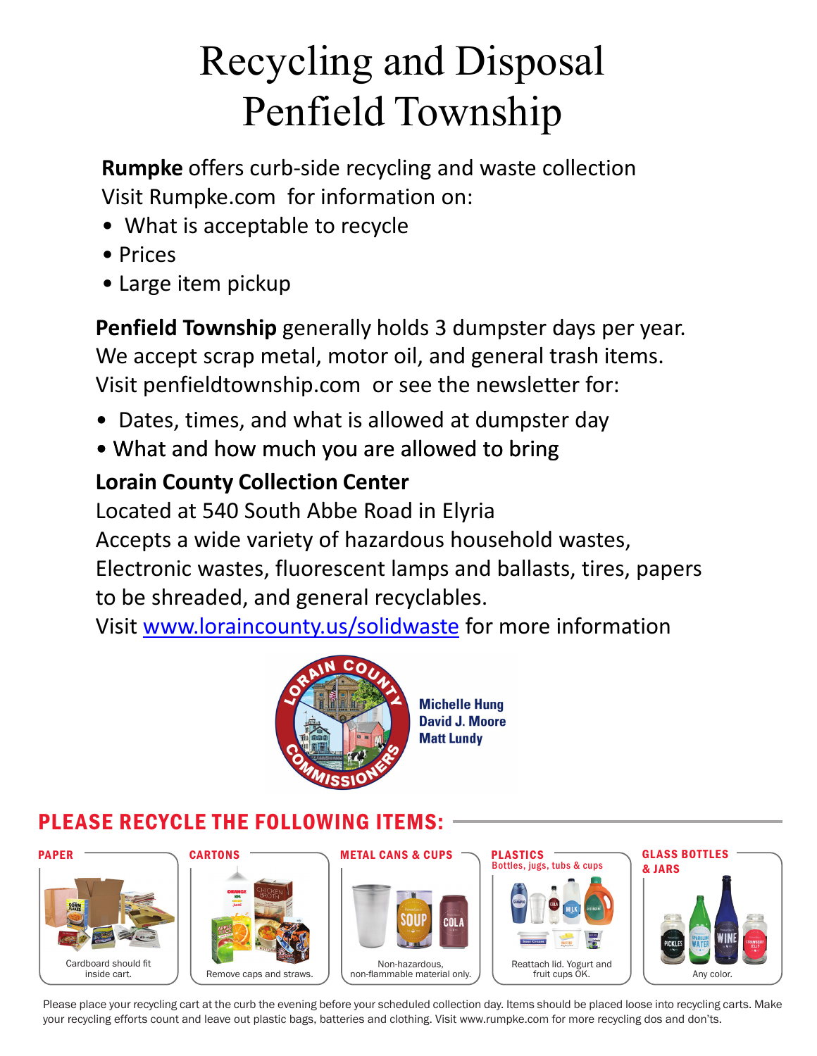# Recycling and Disposal Penfield Township

**Rumpke** offers curb-side recycling and waste collection
Visit Rumpke.com for information on:

- What is acceptable to recycle
- Prices
- Large item pickup

**Penfield Township** generally holds 3 dumpster days per year. We accept scrap metal, motor oil, and general trash items. Visit penfieldtownship.com or see the newsletter for:

- Dates, times, and what is allowed at dumpster day
- What and how much you are allowed to bring

**Lorain County Collection Center**
Located at 540 South Abbe Road in Elyria
Accepts a wide variety of hazardous household wastes, Electronic wastes, fluorescent lamps and ballasts, tires, papers to be shreaded, and general recyclables.
Visit [www.loraincounty.us/solidwaste](www.loraincounty.us/solidwaste) for more information

LORAIN COUNTY COMMISSIONERS

**Michelle Hung**
**David J. Moore**
**Matt Lundy**

## PLEASE RECYCLE THE FOLLOWING ITEMS:

**PAPER**
Cardboard should fit inside cart.

**CARTONS**
Remove caps and straws.

**METAL CANS & CUPS**
Non-hazardous, non-flammable material only.

**PLASTICS**
Bottles, jugs, tubs & cups
Reattach lid. Yogurt and fruit cups OK.

**GLASS BOTTLES & JARS**
Any color.

Please place your recycling cart at the curb the evening before your scheduled collection day. Items should be placed loose into recycling carts. Make your recycling efforts count and leave out plastic bags, batteries and clothing. Visit www.rumpke.com for more recycling dos and don'ts.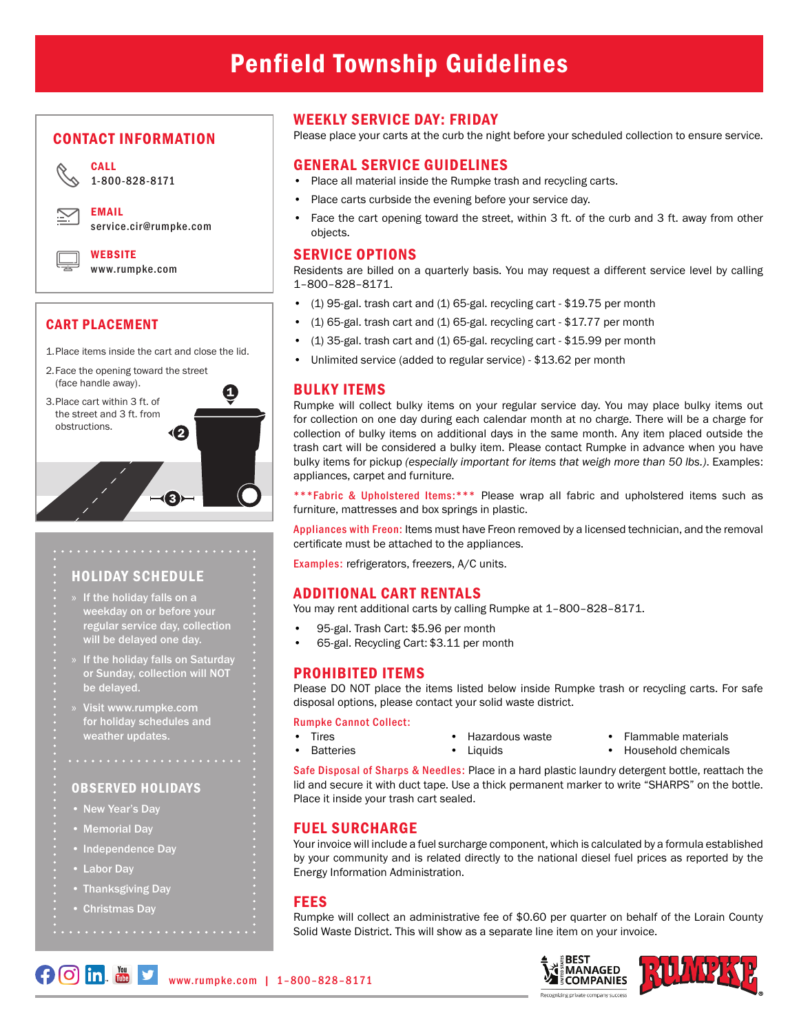# Penfield Township Guidelines

## CONTACT INFORMATION

**CALL**
1-800-828-8171

**EMAIL**
service.cir@rumpke.com

**WEBSITE**
www.rumpke.com

## CART PLACEMENT

1. Place items inside the cart and close the lid.
2. Face the opening toward the street (face handle away).
3. Place cart within 3 ft. of the street and 3 ft. from obstructions.

## HOLIDAY SCHEDULE

- If the holiday falls on a weekday on or before your regular service day, collection will be delayed one day.
- If the holiday falls on Saturday or Sunday, collection will NOT be delayed.
- Visit www.rumpke.com for holiday schedules and weather updates.

## OBSERVED HOLIDAYS

- New Year's Day
- Memorial Day
- Independence Day
- Labor Day
- Thanksgiving Day
- Christmas Day

## WEEKLY SERVICE DAY: FRIDAY

Please place your carts at the curb the night before your scheduled collection to ensure service.

## GENERAL SERVICE GUIDELINES

- Place all material inside the Rumpke trash and recycling carts.
- Place carts curbside the evening before your service day.
- Face the cart opening toward the street, within 3 ft. of the curb and 3 ft. away from other objects.

## SERVICE OPTIONS

Residents are billed on a quarterly basis. You may request a different service level by calling 1–800–828–8171.

- (1) 95-gal. trash cart and (1) 65-gal. recycling cart - $19.75 per month
- (1) 65-gal. trash cart and (1) 65-gal. recycling cart - $17.77 per month
- (1) 35-gal. trash cart and (1) 65-gal. recycling cart - $15.99 per month
- Unlimited service (added to regular service) - $13.62 per month

## BULKY ITEMS

Rumpke will collect bulky items on your regular service day. You may place bulky items out for collection on one day during each calendar month at no charge. There will be a charge for collection of bulky items on additional days in the same month. Any item placed outside the trash cart will be considered a bulky item. Please contact Rumpke in advance when you have bulky items for pickup *(especially important for items that weigh more than 50 lbs.)*. Examples: appliances, carpet and furniture.

***Fabric & Upholstered Items:*** Please wrap all fabric and upholstered items such as furniture, mattresses and box springs in plastic.

Appliances with Freon: Items must have Freon removed by a licensed technician, and the removal certificate must be attached to the appliances.

Examples: refrigerators, freezers, A/C units.

## ADDITIONAL CART RENTALS

You may rent additional carts by calling Rumpke at 1–800–828–8171.

- 95-gal. Trash Cart: $5.96 per month
- 65-gal. Recycling Cart: $3.11 per month

## PROHIBITED ITEMS

Please DO NOT place the items listed below inside Rumpke trash or recycling carts. For safe disposal options, please contact your solid waste district.

Rumpke Cannot Collect:

- Tires
- Batteries
- Hazardous waste
- Liquids
- Flammable materials
- Household chemicals

Safe Disposal of Sharps & Needles: Place in a hard plastic laundry detergent bottle, reattach the lid and secure it with duct tape. Use a thick permanent marker to write "SHARPS" on the bottle. Place it inside your trash cart sealed.

## FUEL SURCHARGE

Your invoice will include a fuel surcharge component, which is calculated by a formula established by your community and is related directly to the national diesel fuel prices as reported by the Energy Information Administration.

## FEES

Rumpke will collect an administrative fee of $0.60 per quarter on behalf of the Lorain County Solid Waste District. This will show as a separate line item on your invoice.

www.rumpke.com | 1-800-828-8171